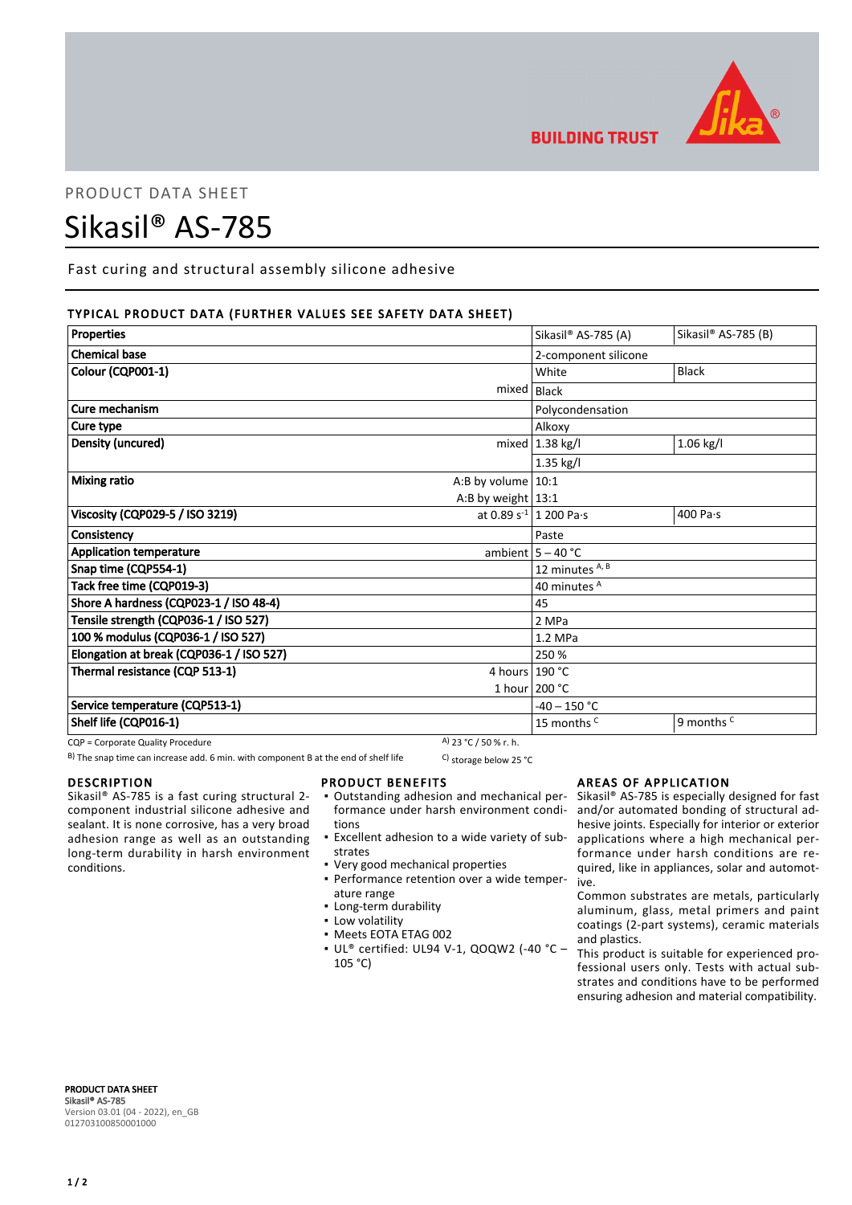PRODUCT DATA SHEET

# Sikasil® AS-785

Fast curing and structural assembly silicone adhesive

## TYPICAL PRODUCT DATA (FURTHER VALUES SEE SAFETY DATA SHEET)

| Properties | | Sikasil® AS-785 (A) | Sikasil® AS-785 (B) |
|---|---|---|---|
| Chemical base | | 2-component silicone | |
| Colour (CQP001-1) | | White | Black |
| | mixed | Black | |
| Cure mechanism | | Polycondensation | |
| Cure type | | Alkoxy | |
| Density (uncured) | mixed | 1.38 kg/l | 1.06 kg/l |
| | | 1.35 kg/l | |
| Mixing ratio | A:B by volume | 10:1 | |
| | A:B by weight | 13:1 | |
| Viscosity (CQP029-5 / ISO 3219) | at 0.89 $s^{-1}$ | 1 200 Pa·s | 400 Pa·s |
| Consistency | | Paste | |
| Application temperature | ambient | 5 – 40 °C | |
| Snap time (CQP554-1) | | 12 minutes [A, B] | |
| Tack free time (CQP019-3) | | 40 minutes [A] | |
| Shore A hardness (CQP023-1 / ISO 48-4) | | 45 | |
| Tensile strength (CQP036-1 / ISO 527) | | 2 MPa | |
| 100 % modulus (CQP036-1 / ISO 527) | | 1.2 MPa | |
| Elongation at break (CQP036-1 / ISO 527) | | 250 % | |
| Thermal resistance (CQP 513-1) | 4 hours | 190 °C | |
| | 1 hour | 200 °C | |
| Service temperature (CQP513-1) | | -40 – 150 °C | |
| Shelf life (CQP016-1) | | 15 months [C] | 9 months [C] |

CQP = Corporate Quality Procedure

A) 23 °C / 50 % r. h.

B) The snap time can increase add. 6 min. with component B at the end of shelf life

C) storage below 25 °C

## DESCRIPTION

Sikasil® AS-785 is a fast curing structural 2-component industrial silicone adhesive and sealant. It is none corrosive, has a very broad adhesion range as well as an outstanding long-term durability in harsh environment conditions.

## PRODUCT BENEFITS

- Outstanding adhesion and mechanical performance under harsh environment conditions
- Excellent adhesion to a wide variety of substrates
- Very good mechanical properties
- Performance retention over a wide temperature range
- Long-term durability
- Low volatility
- Meets EOTA ETAG 002
- UL® certified: UL94 V-1, QOQW2 (-40 °C – 105 °C)

## AREAS OF APPLICATION

Sikasil® AS-785 is especially designed for fast and/or automated bonding of structural adhesive joints. Especially for interior or exterior applications where a high mechanical performance under harsh conditions are required, like in appliances, solar and automotive.

Common substrates are metals, particularly aluminum, glass, metal primers and paint coatings (2-part systems), ceramic materials and plastics.

This product is suitable for experienced professional users only. Tests with actual substrates and conditions have to be performed ensuring adhesion and material compatibility.

**PRODUCT DATA SHEET**
**Sikasil® AS-785**
Version 03.01 (04 - 2022), en_GB
012703100850001000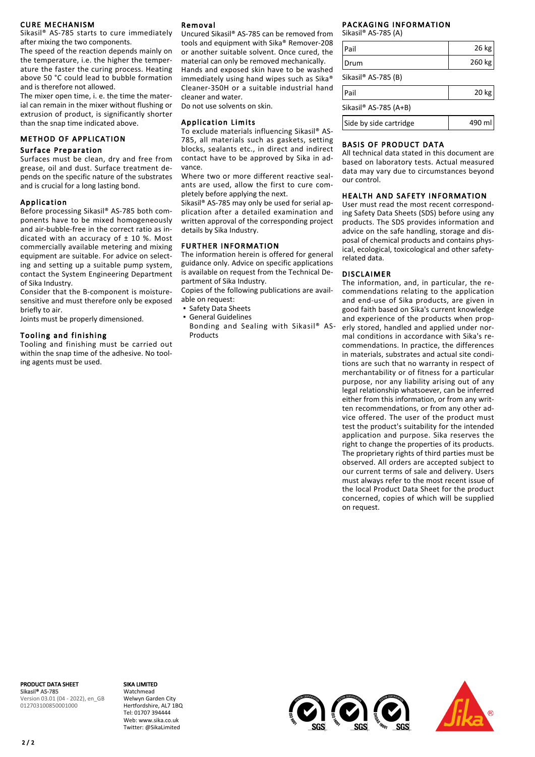## CURE MECHANISM

Sikasil® AS-785 starts to cure immediately after mixing the two components.

The speed of the reaction depends mainly on the temperature, i.e. the higher the temperature the faster the curing process. Heating above 50 °C could lead to bubble formation and is therefore not allowed.

The mixer open time, i. e. the time the material can remain in the mixer without flushing or extrusion of product, is significantly shorter than the snap time indicated above.

## METHOD OF APPLICATION

### Surface Preparation

Surfaces must be clean, dry and free from grease, oil and dust. Surface treatment depends on the specific nature of the substrates and is crucial for a long lasting bond.

### Application

Before processing Sikasil® AS-785 both components have to be mixed homogeneously and air-bubble-free in the correct ratio as indicated with an accuracy of ± 10 %. Most commercially available metering and mixing equipment are suitable. For advice on selecting and setting up a suitable pump system, contact the System Engineering Department of Sika Industry.

Consider that the B-component is moisture-sensitive and must therefore only be exposed briefly to air.

Joints must be properly dimensioned.

### Tooling and finishing

Tooling and finishing must be carried out within the snap time of the adhesive. No tooling agents must be used.

### Removal

Uncured Sikasil® AS-785 can be removed from tools and equipment with Sika® Remover-208 or another suitable solvent. Once cured, the material can only be removed mechanically.

Hands and exposed skin have to be washed immediately using hand wipes such as Sika® Cleaner-350H or a suitable industrial hand cleaner and water.

Do not use solvents on skin.

### Application Limits

To exclude materials influencing Sikasil® AS-785, all materials such as gaskets, setting blocks, sealants etc., in direct and indirect contact have to be approved by Sika in advance.

Where two or more different reactive sealants are used, allow the first to cure completely before applying the next.

Sikasil® AS-785 may only be used for serial application after a detailed examination and written approval of the corresponding project details by Sika Industry.

## FURTHER INFORMATION

The information herein is offered for general guidance only. Advice on specific applications is available on request from the Technical Department of Sika Industry.

Copies of the following publications are available on request:

- Safety Data Sheets
- General Guidelines
  Bonding and Sealing with Sikasil® AS-Products

## PACKAGING INFORMATION

Sikasil® AS-785 (A)

| | |
|---|---|
| Pail | 26 kg |
| Drum | 260 kg |

Sikasil® AS-785 (B)

| | |
|---|---|
| Pail | 20 kg |

Sikasil® AS-785 (A+B)

| | |
|---|---|
| Side by side cartridge | 490 ml |

## BASIS OF PRODUCT DATA

All technical data stated in this document are based on laboratory tests. Actual measured data may vary due to circumstances beyond our control.

## HEALTH AND SAFETY INFORMATION

User must read the most recent corresponding Safety Data Sheets (SDS) before using any products. The SDS provides information and advice on the safe handling, storage and disposal of chemical products and contains physical, ecological, toxicological and other safety-related data.

## DISCLAIMER

The information, and, in particular, the recommendations relating to the application and end-use of Sika products, are given in good faith based on Sika's current knowledge and experience of the products when properly stored, handled and applied under normal conditions in accordance with Sika's recommendations. In practice, the differences in materials, substrates and actual site conditions are such that no warranty in respect of merchantability or of fitness for a particular purpose, nor any liability arising out of any legal relationship whatsoever, can be inferred either from this information, or from any written recommendations, or from any other advice offered. The user of the product must test the product's suitability for the intended application and purpose. Sika reserves the right to change the properties of its products. The proprietary rights of third parties must be observed. All orders are accepted subject to our current terms of sale and delivery. Users must always refer to the most recent issue of the local Product Data Sheet for the product concerned, copies of which will be supplied on request.

**PRODUCT DATA SHEET**
**Sikasil® AS-785**
Version 03.01 (04 - 2022), en_GB
012703100850001000

**SIKA LIMITED**
Watchmead
Welwyn Garden City
Hertfordshire, AL7 1BQ
Tel: 01707 394444
Web: www.sika.co.uk
Twitter: @SikaLimited